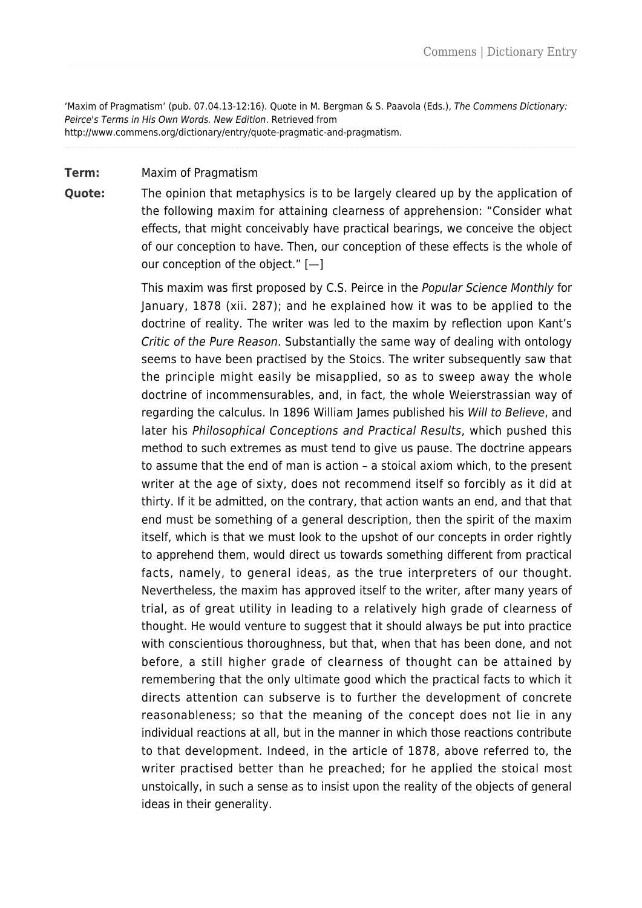'Maxim of Pragmatism' (pub. 07.04.13-12:16). Quote in M. Bergman & S. Paavola (Eds.), *The Commens Dictionary: Peirce's Terms in His Own Words. New Edition*. Retrieved from http://www.commens.org/dictionary/entry/quote-pragmatic-and-pragmatism.

---

**Term:** Maxim of Pragmatism

**Quote:** The opinion that metaphysics is to be largely cleared up by the application of the following maxim for attaining clearness of apprehension: "Consider what effects, that might conceivably have practical bearings, we conceive the object of our conception to have. Then, our conception of these effects is the whole of our conception of the object." [—]

This maxim was first proposed by C.S. Peirce in the *Popular Science Monthly* for January, 1878 (xii. 287); and he explained how it was to be applied to the doctrine of reality. The writer was led to the maxim by reflection upon Kant's *Critic of the Pure Reason*. Substantially the same way of dealing with ontology seems to have been practised by the Stoics. The writer subsequently saw that the principle might easily be misapplied, so as to sweep away the whole doctrine of incommensurables, and, in fact, the whole Weierstrassian way of regarding the calculus. In 1896 William James published his *Will to Believe*, and later his *Philosophical Conceptions and Practical Results*, which pushed this method to such extremes as must tend to give us pause. The doctrine appears to assume that the end of man is action – a stoical axiom which, to the present writer at the age of sixty, does not recommend itself so forcibly as it did at thirty. If it be admitted, on the contrary, that action wants an end, and that that end must be something of a general description, then the spirit of the maxim itself, which is that we must look to the upshot of our concepts in order rightly to apprehend them, would direct us towards something different from practical facts, namely, to general ideas, as the true interpreters of our thought. Nevertheless, the maxim has approved itself to the writer, after many years of trial, as of great utility in leading to a relatively high grade of clearness of thought. He would venture to suggest that it should always be put into practice with conscientious thoroughness, but that, when that has been done, and not before, a still higher grade of clearness of thought can be attained by remembering that the only ultimate good which the practical facts to which it directs attention can subserve is to further the development of concrete reasonableness; so that the meaning of the concept does not lie in any individual reactions at all, but in the manner in which those reactions contribute to that development. Indeed, in the article of 1878, above referred to, the writer practised better than he preached; for he applied the stoical most unstoically, in such a sense as to insist upon the reality of the objects of general ideas in their generality.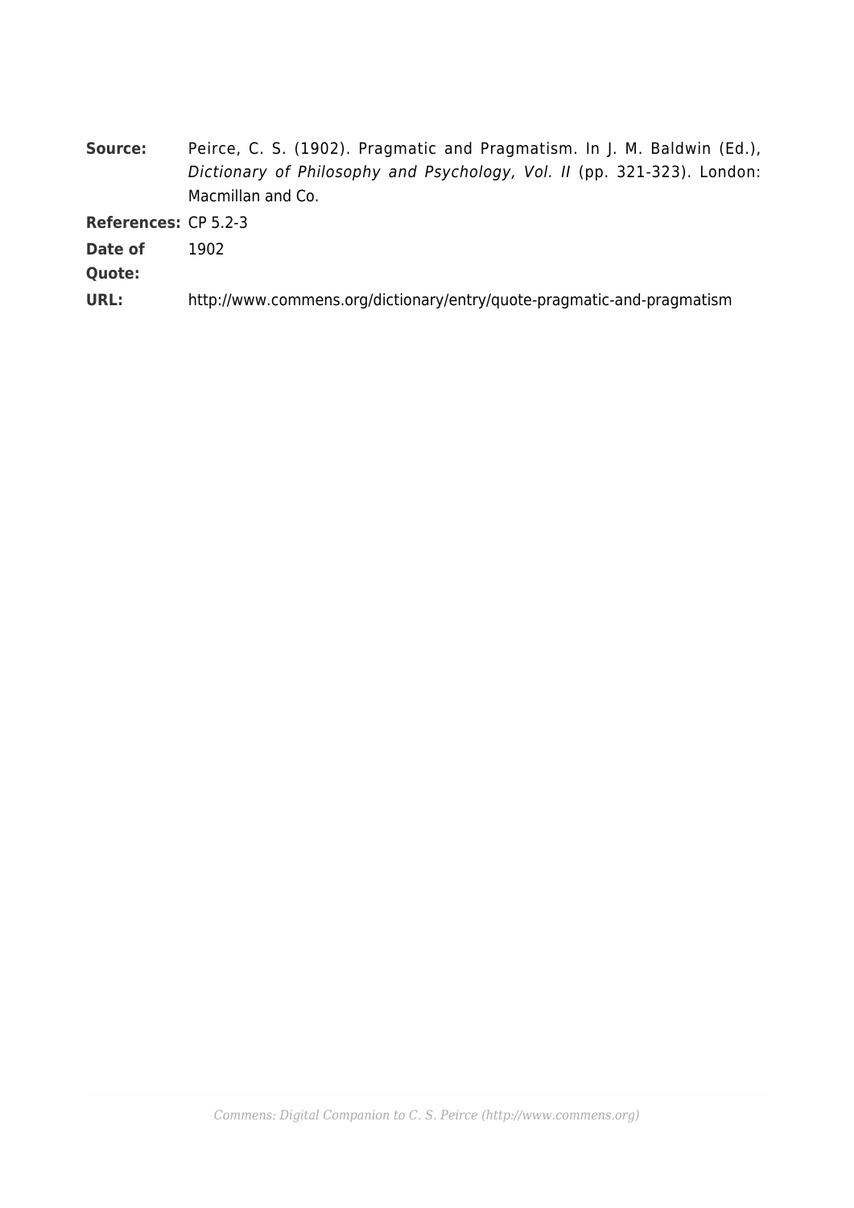**Source:** Peirce, C. S. (1902). Pragmatic and Pragmatism. In J. M. Baldwin (Ed.), *Dictionary of Philosophy and Psychology, Vol. II* (pp. 321-323). London: Macmillan and Co.

**References:** CP 5.2-3

**Date of Quote:** 1902

**URL:** http://www.commens.org/dictionary/entry/quote-pragmatic-and-pragmatism